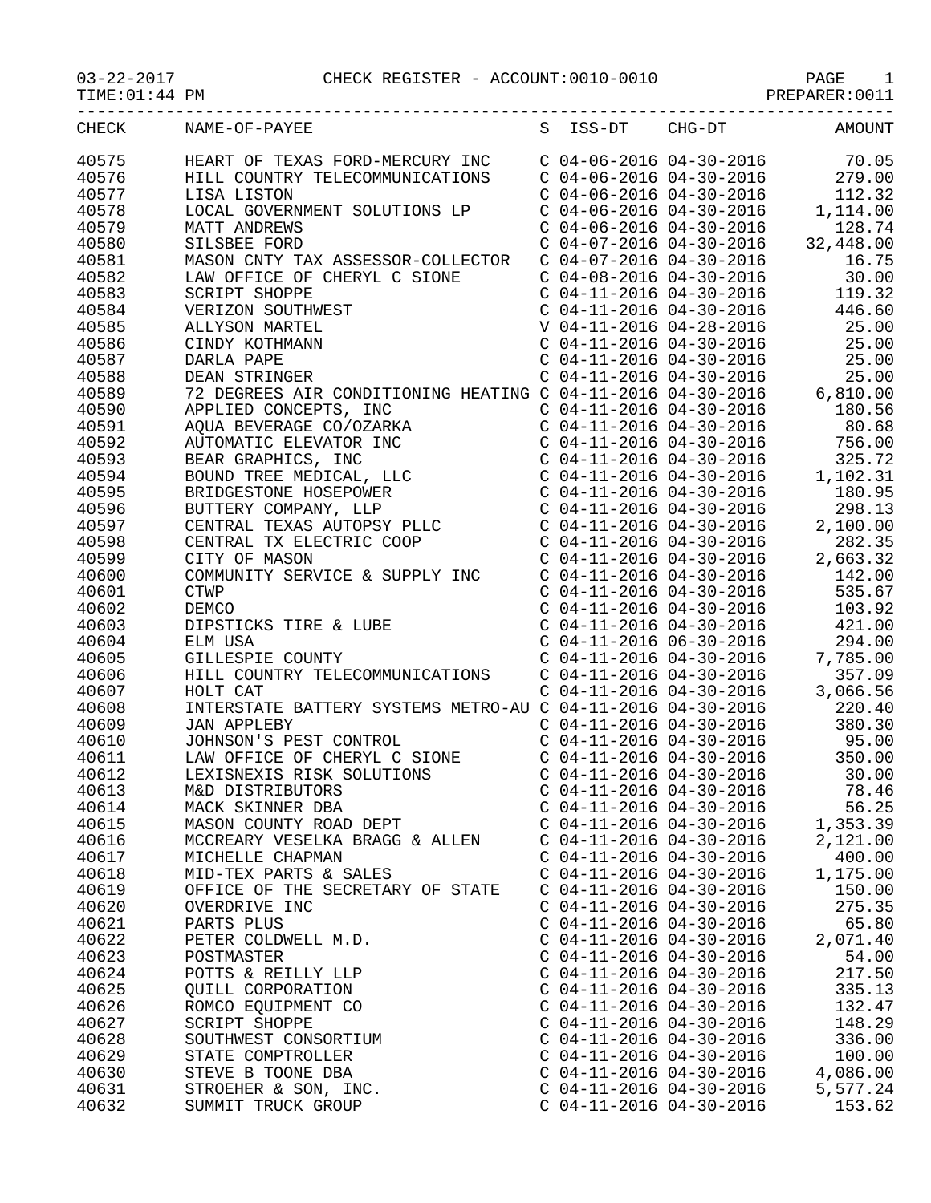03-22-2017 CHECK REGISTER - ACCOUNT:0010-0010

TIME:01:44 PM PREPARER:0011

| CHECK | NAME-OF-PAYEE | S | ISS-DT | CHG-DT | AMOUNT |
|---|---|---|---|---|---|
| 40575 | HEART OF TEXAS FORD-MERCURY INC | C | 04-06-2016 | 04-30-2016 | 70.05 |
| 40576 | HILL COUNTRY TELECOMMUNICATIONS | C | 04-06-2016 | 04-30-2016 | 279.00 |
| 40577 | LISA LISTON | C | 04-06-2016 | 04-30-2016 | 112.32 |
| 40578 | LOCAL GOVERNMENT SOLUTIONS LP | C | 04-06-2016 | 04-30-2016 | 1,114.00 |
| 40579 | MATT ANDREWS | C | 04-06-2016 | 04-30-2016 | 128.74 |
| 40580 | SILSBEE FORD | C | 04-07-2016 | 04-30-2016 | 32,448.00 |
| 40581 | MASON CNTY TAX ASSESSOR-COLLECTOR | C | 04-07-2016 | 04-30-2016 | 16.75 |
| 40582 | LAW OFFICE OF CHERYL C SIONE | C | 04-08-2016 | 04-30-2016 | 30.00 |
| 40583 | SCRIPT SHOPPE | C | 04-11-2016 | 04-30-2016 | 119.32 |
| 40584 | VERIZON SOUTHWEST | C | 04-11-2016 | 04-30-2016 | 446.60 |
| 40585 | ALLYSON MARTEL | V | 04-11-2016 | 04-28-2016 | 25.00 |
| 40586 | CINDY KOTHMANN | C | 04-11-2016 | 04-30-2016 | 25.00 |
| 40587 | DARLA PAPE | C | 04-11-2016 | 04-30-2016 | 25.00 |
| 40588 | DEAN STRINGER | C | 04-11-2016 | 04-30-2016 | 25.00 |
| 40589 | 72 DEGREES AIR CONDITIONING HEATING | C | 04-11-2016 | 04-30-2016 | 6,810.00 |
| 40590 | APPLIED CONCEPTS, INC | C | 04-11-2016 | 04-30-2016 | 180.56 |
| 40591 | AQUA BEVERAGE CO/OZARKA | C | 04-11-2016 | 04-30-2016 | 80.68 |
| 40592 | AUTOMATIC ELEVATOR INC | C | 04-11-2016 | 04-30-2016 | 756.00 |
| 40593 | BEAR GRAPHICS, INC | C | 04-11-2016 | 04-30-2016 | 325.72 |
| 40594 | BOUND TREE MEDICAL, LLC | C | 04-11-2016 | 04-30-2016 | 1,102.31 |
| 40595 | BRIDGESTONE HOSEPOWER | C | 04-11-2016 | 04-30-2016 | 180.95 |
| 40596 | BUTTERY COMPANY, LLP | C | 04-11-2016 | 04-30-2016 | 298.13 |
| 40597 | CENTRAL TEXAS AUTOPSY PLLC | C | 04-11-2016 | 04-30-2016 | 2,100.00 |
| 40598 | CENTRAL TX ELECTRIC COOP | C | 04-11-2016 | 04-30-2016 | 282.35 |
| 40599 | CITY OF MASON | C | 04-11-2016 | 04-30-2016 | 2,663.32 |
| 40600 | COMMUNITY SERVICE & SUPPLY INC | C | 04-11-2016 | 04-30-2016 | 142.00 |
| 40601 | CTWP | C | 04-11-2016 | 04-30-2016 | 535.67 |
| 40602 | DEMCO | C | 04-11-2016 | 04-30-2016 | 103.92 |
| 40603 | DIPSTICKS TIRE & LUBE | C | 04-11-2016 | 04-30-2016 | 421.00 |
| 40604 | ELM USA | C | 04-11-2016 | 06-30-2016 | 294.00 |
| 40605 | GILLESPIE COUNTY | C | 04-11-2016 | 04-30-2016 | 7,785.00 |
| 40606 | HILL COUNTRY TELECOMMUNICATIONS | C | 04-11-2016 | 04-30-2016 | 357.09 |
| 40607 | HOLT CAT | C | 04-11-2016 | 04-30-2016 | 3,066.56 |
| 40608 | INTERSTATE BATTERY SYSTEMS METRO-AU | C | 04-11-2016 | 04-30-2016 | 220.40 |
| 40609 | JAN APPLEBY | C | 04-11-2016 | 04-30-2016 | 380.30 |
| 40610 | JOHNSON'S PEST CONTROL | C | 04-11-2016 | 04-30-2016 | 95.00 |
| 40611 | LAW OFFICE OF CHERYL C SIONE | C | 04-11-2016 | 04-30-2016 | 350.00 |
| 40612 | LEXISNEXIS RISK SOLUTIONS | C | 04-11-2016 | 04-30-2016 | 30.00 |
| 40613 | M&D DISTRIBUTORS | C | 04-11-2016 | 04-30-2016 | 78.46 |
| 40614 | MACK SKINNER DBA | C | 04-11-2016 | 04-30-2016 | 56.25 |
| 40615 | MASON COUNTY ROAD DEPT | C | 04-11-2016 | 04-30-2016 | 1,353.39 |
| 40616 | MCCREARY VESELKA BRAGG & ALLEN | C | 04-11-2016 | 04-30-2016 | 2,121.00 |
| 40617 | MICHELLE CHAPMAN | C | 04-11-2016 | 04-30-2016 | 400.00 |
| 40618 | MID-TEX PARTS & SALES | C | 04-11-2016 | 04-30-2016 | 1,175.00 |
| 40619 | OFFICE OF THE SECRETARY OF STATE | C | 04-11-2016 | 04-30-2016 | 150.00 |
| 40620 | OVERDRIVE INC | C | 04-11-2016 | 04-30-2016 | 275.35 |
| 40621 | PARTS PLUS | C | 04-11-2016 | 04-30-2016 | 65.80 |
| 40622 | PETER COLDWELL M.D. | C | 04-11-2016 | 04-30-2016 | 2,071.40 |
| 40623 | POSTMASTER | C | 04-11-2016 | 04-30-2016 | 54.00 |
| 40624 | POTTS & REILLY LLP | C | 04-11-2016 | 04-30-2016 | 217.50 |
| 40625 | QUILL CORPORATION | C | 04-11-2016 | 04-30-2016 | 335.13 |
| 40626 | ROMCO EQUIPMENT CO | C | 04-11-2016 | 04-30-2016 | 132.47 |
| 40627 | SCRIPT SHOPPE | C | 04-11-2016 | 04-30-2016 | 148.29 |
| 40628 | SOUTHWEST CONSORTIUM | C | 04-11-2016 | 04-30-2016 | 336.00 |
| 40629 | STATE COMPTROLLER | C | 04-11-2016 | 04-30-2016 | 100.00 |
| 40630 | STEVE B TOONE DBA | C | 04-11-2016 | 04-30-2016 | 4,086.00 |
| 40631 | STROEHER & SON, INC. | C | 04-11-2016 | 04-30-2016 | 5,577.24 |
| 40632 | SUMMIT TRUCK GROUP | C | 04-11-2016 | 04-30-2016 | 153.62 |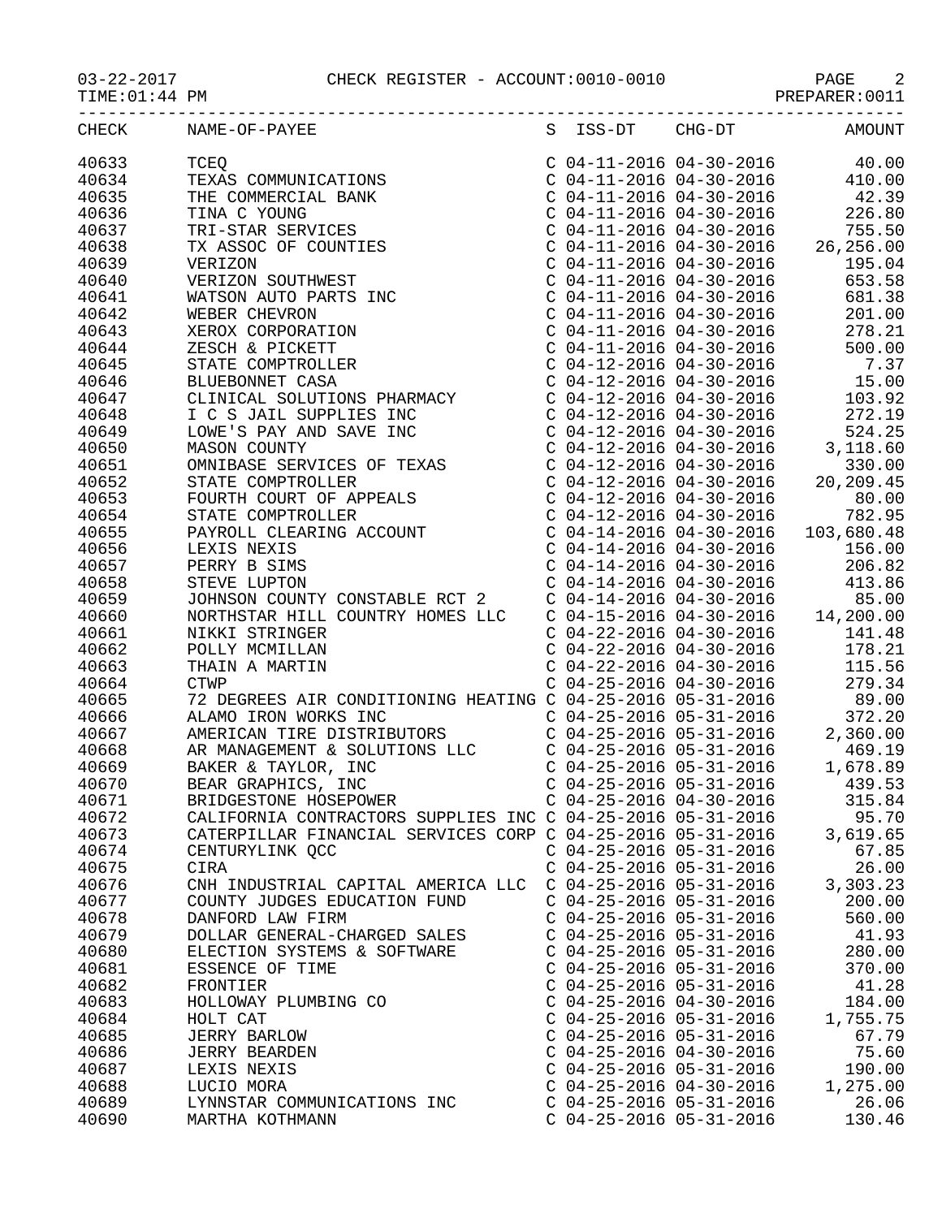03-22-2017 CHECK REGISTER - ACCOUNT:0010-0010

TIME:01:44 PM PREPARER:0011

| CHECK | NAME-OF-PAYEE | S | ISS-DT | CHG-DT | AMOUNT |
|---|---|---|---|---|---|
| 40633 | TCEQ | C | 04-11-2016 | 04-30-2016 | 40.00 |
| 40634 | TEXAS COMMUNICATIONS | C | 04-11-2016 | 04-30-2016 | 410.00 |
| 40635 | THE COMMERCIAL BANK | C | 04-11-2016 | 04-30-2016 | 42.39 |
| 40636 | TINA C YOUNG | C | 04-11-2016 | 04-30-2016 | 226.80 |
| 40637 | TRI-STAR SERVICES | C | 04-11-2016 | 04-30-2016 | 755.50 |
| 40638 | TX ASSOC OF COUNTIES | C | 04-11-2016 | 04-30-2016 | 26,256.00 |
| 40639 | VERIZON | C | 04-11-2016 | 04-30-2016 | 195.04 |
| 40640 | VERIZON SOUTHWEST | C | 04-11-2016 | 04-30-2016 | 653.58 |
| 40641 | WATSON AUTO PARTS INC | C | 04-11-2016 | 04-30-2016 | 681.38 |
| 40642 | WEBER CHEVRON | C | 04-11-2016 | 04-30-2016 | 201.00 |
| 40643 | XEROX CORPORATION | C | 04-11-2016 | 04-30-2016 | 278.21 |
| 40644 | ZESCH & PICKETT | C | 04-11-2016 | 04-30-2016 | 500.00 |
| 40645 | STATE COMPTROLLER | C | 04-12-2016 | 04-30-2016 | 7.37 |
| 40646 | BLUEBONNET CASA | C | 04-12-2016 | 04-30-2016 | 15.00 |
| 40647 | CLINICAL SOLUTIONS PHARMACY | C | 04-12-2016 | 04-30-2016 | 103.92 |
| 40648 | I C S JAIL SUPPLIES INC | C | 04-12-2016 | 04-30-2016 | 272.19 |
| 40649 | LOWE'S PAY AND SAVE INC | C | 04-12-2016 | 04-30-2016 | 524.25 |
| 40650 | MASON COUNTY | C | 04-12-2016 | 04-30-2016 | 3,118.60 |
| 40651 | OMNIBASE SERVICES OF TEXAS | C | 04-12-2016 | 04-30-2016 | 330.00 |
| 40652 | STATE COMPTROLLER | C | 04-12-2016 | 04-30-2016 | 20,209.45 |
| 40653 | FOURTH COURT OF APPEALS | C | 04-12-2016 | 04-30-2016 | 80.00 |
| 40654 | STATE COMPTROLLER | C | 04-12-2016 | 04-30-2016 | 782.95 |
| 40655 | PAYROLL CLEARING ACCOUNT | C | 04-14-2016 | 04-30-2016 | 103,680.48 |
| 40656 | LEXIS NEXIS | C | 04-14-2016 | 04-30-2016 | 156.00 |
| 40657 | PERRY B SIMS | C | 04-14-2016 | 04-30-2016 | 206.82 |
| 40658 | STEVE LUPTON | C | 04-14-2016 | 04-30-2016 | 413.86 |
| 40659 | JOHNSON COUNTY CONSTABLE RCT 2 | C | 04-14-2016 | 04-30-2016 | 85.00 |
| 40660 | NORTHSTAR HILL COUNTRY HOMES LLC | C | 04-15-2016 | 04-30-2016 | 14,200.00 |
| 40661 | NIKKI STRINGER | C | 04-22-2016 | 04-30-2016 | 141.48 |
| 40662 | POLLY MCMILLAN | C | 04-22-2016 | 04-30-2016 | 178.21 |
| 40663 | THAIN A MARTIN | C | 04-22-2016 | 04-30-2016 | 115.56 |
| 40664 | CTWP | C | 04-25-2016 | 04-30-2016 | 279.34 |
| 40665 | 72 DEGREES AIR CONDITIONING HEATING | C | 04-25-2016 | 05-31-2016 | 89.00 |
| 40666 | ALAMO IRON WORKS INC | C | 04-25-2016 | 05-31-2016 | 372.20 |
| 40667 | AMERICAN TIRE DISTRIBUTORS | C | 04-25-2016 | 05-31-2016 | 2,360.00 |
| 40668 | AR MANAGEMENT & SOLUTIONS LLC | C | 04-25-2016 | 05-31-2016 | 469.19 |
| 40669 | BAKER & TAYLOR, INC | C | 04-25-2016 | 05-31-2016 | 1,678.89 |
| 40670 | BEAR GRAPHICS, INC | C | 04-25-2016 | 05-31-2016 | 439.53 |
| 40671 | BRIDGESTONE HOSEPOWER | C | 04-25-2016 | 04-30-2016 | 315.84 |
| 40672 | CALIFORNIA CONTRACTORS SUPPLIES INC | C | 04-25-2016 | 05-31-2016 | 95.70 |
| 40673 | CATERPILLAR FINANCIAL SERVICES CORP | C | 04-25-2016 | 05-31-2016 | 3,619.65 |
| 40674 | CENTURYLINK QCC | C | 04-25-2016 | 05-31-2016 | 67.85 |
| 40675 | CIRA | C | 04-25-2016 | 05-31-2016 | 26.00 |
| 40676 | CNH INDUSTRIAL CAPITAL AMERICA LLC | C | 04-25-2016 | 05-31-2016 | 3,303.23 |
| 40677 | COUNTY JUDGES EDUCATION FUND | C | 04-25-2016 | 05-31-2016 | 200.00 |
| 40678 | DANFORD LAW FIRM | C | 04-25-2016 | 05-31-2016 | 560.00 |
| 40679 | DOLLAR GENERAL-CHARGED SALES | C | 04-25-2016 | 05-31-2016 | 41.93 |
| 40680 | ELECTION SYSTEMS & SOFTWARE | C | 04-25-2016 | 05-31-2016 | 280.00 |
| 40681 | ESSENCE OF TIME | C | 04-25-2016 | 05-31-2016 | 370.00 |
| 40682 | FRONTIER | C | 04-25-2016 | 05-31-2016 | 41.28 |
| 40683 | HOLLOWAY PLUMBING CO | C | 04-25-2016 | 04-30-2016 | 184.00 |
| 40684 | HOLT CAT | C | 04-25-2016 | 05-31-2016 | 1,755.75 |
| 40685 | JERRY BARLOW | C | 04-25-2016 | 05-31-2016 | 67.79 |
| 40686 | JERRY BEARDEN | C | 04-25-2016 | 04-30-2016 | 75.60 |
| 40687 | LEXIS NEXIS | C | 04-25-2016 | 05-31-2016 | 190.00 |
| 40688 | LUCIO MORA | C | 04-25-2016 | 04-30-2016 | 1,275.00 |
| 40689 | LYNNSTAR COMMUNICATIONS INC | C | 04-25-2016 | 05-31-2016 | 26.06 |
| 40690 | MARTHA KOTHMANN | C | 04-25-2016 | 05-31-2016 | 130.46 |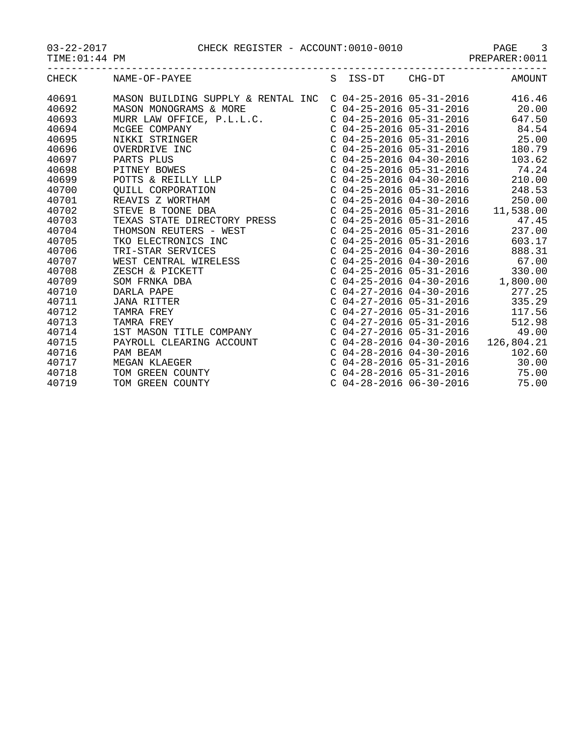03-22-2017 CHECK REGISTER - ACCOUNT:0010-0010

TIME:01:44 PM PREPARER:0011

| CHECK | NAME-OF-PAYEE | S | ISS-DT | CHG-DT | AMOUNT |
|---|---|---|---|---|---|
| 40691 | MASON BUILDING SUPPLY & RENTAL INC | C | 04-25-2016 | 05-31-2016 | 416.46 |
| 40692 | MASON MONOGRAMS & MORE | C | 04-25-2016 | 05-31-2016 | 20.00 |
| 40693 | MURR LAW OFFICE, P.L.L.C. | C | 04-25-2016 | 05-31-2016 | 647.50 |
| 40694 | McGEE COMPANY | C | 04-25-2016 | 05-31-2016 | 84.54 |
| 40695 | NIKKI STRINGER | C | 04-25-2016 | 05-31-2016 | 25.00 |
| 40696 | OVERDRIVE INC | C | 04-25-2016 | 05-31-2016 | 180.79 |
| 40697 | PARTS PLUS | C | 04-25-2016 | 04-30-2016 | 103.62 |
| 40698 | PITNEY BOWES | C | 04-25-2016 | 05-31-2016 | 74.24 |
| 40699 | POTTS & REILLY LLP | C | 04-25-2016 | 04-30-2016 | 210.00 |
| 40700 | QUILL CORPORATION | C | 04-25-2016 | 05-31-2016 | 248.53 |
| 40701 | REAVIS Z WORTHAM | C | 04-25-2016 | 04-30-2016 | 250.00 |
| 40702 | STEVE B TOONE DBA | C | 04-25-2016 | 05-31-2016 | 11,538.00 |
| 40703 | TEXAS STATE DIRECTORY PRESS | C | 04-25-2016 | 05-31-2016 | 47.45 |
| 40704 | THOMSON REUTERS - WEST | C | 04-25-2016 | 05-31-2016 | 237.00 |
| 40705 | TKO ELECTRONICS INC | C | 04-25-2016 | 05-31-2016 | 603.17 |
| 40706 | TRI-STAR SERVICES | C | 04-25-2016 | 04-30-2016 | 888.31 |
| 40707 | WEST CENTRAL WIRELESS | C | 04-25-2016 | 04-30-2016 | 67.00 |
| 40708 | ZESCH & PICKETT | C | 04-25-2016 | 05-31-2016 | 330.00 |
| 40709 | SOM FRNKA DBA | C | 04-25-2016 | 04-30-2016 | 1,800.00 |
| 40710 | DARLA PAPE | C | 04-27-2016 | 04-30-2016 | 277.25 |
| 40711 | JANA RITTER | C | 04-27-2016 | 05-31-2016 | 335.29 |
| 40712 | TAMRA FREY | C | 04-27-2016 | 05-31-2016 | 117.56 |
| 40713 | TAMRA FREY | C | 04-27-2016 | 05-31-2016 | 512.98 |
| 40714 | 1ST MASON TITLE COMPANY | C | 04-27-2016 | 05-31-2016 | 49.00 |
| 40715 | PAYROLL CLEARING ACCOUNT | C | 04-28-2016 | 04-30-2016 | 126,804.21 |
| 40716 | PAM BEAM | C | 04-28-2016 | 04-30-2016 | 102.60 |
| 40717 | MEGAN KLAEGER | C | 04-28-2016 | 05-31-2016 | 30.00 |
| 40718 | TOM GREEN COUNTY | C | 04-28-2016 | 05-31-2016 | 75.00 |
| 40719 | TOM GREEN COUNTY | C | 04-28-2016 | 06-30-2016 | 75.00 |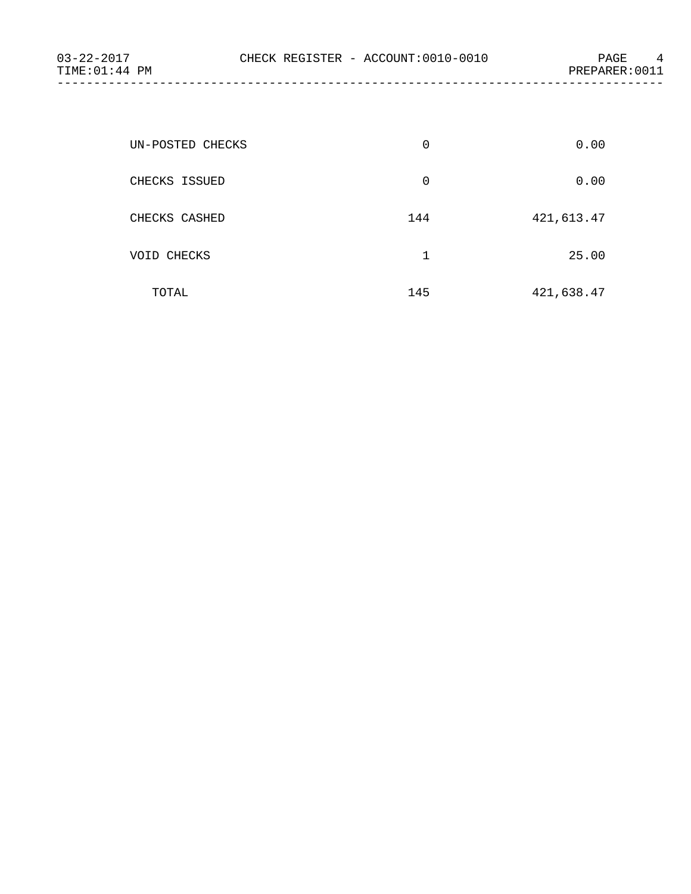| | | |
|---|---|---|
| UN-POSTED CHECKS | 0 | 0.00 |
| CHECKS ISSUED | 0 | 0.00 |
| CHECKS CASHED | 144 | 421,613.47 |
| VOID CHECKS | 1 | 25.00 |
| TOTAL | 145 | 421,638.47 |